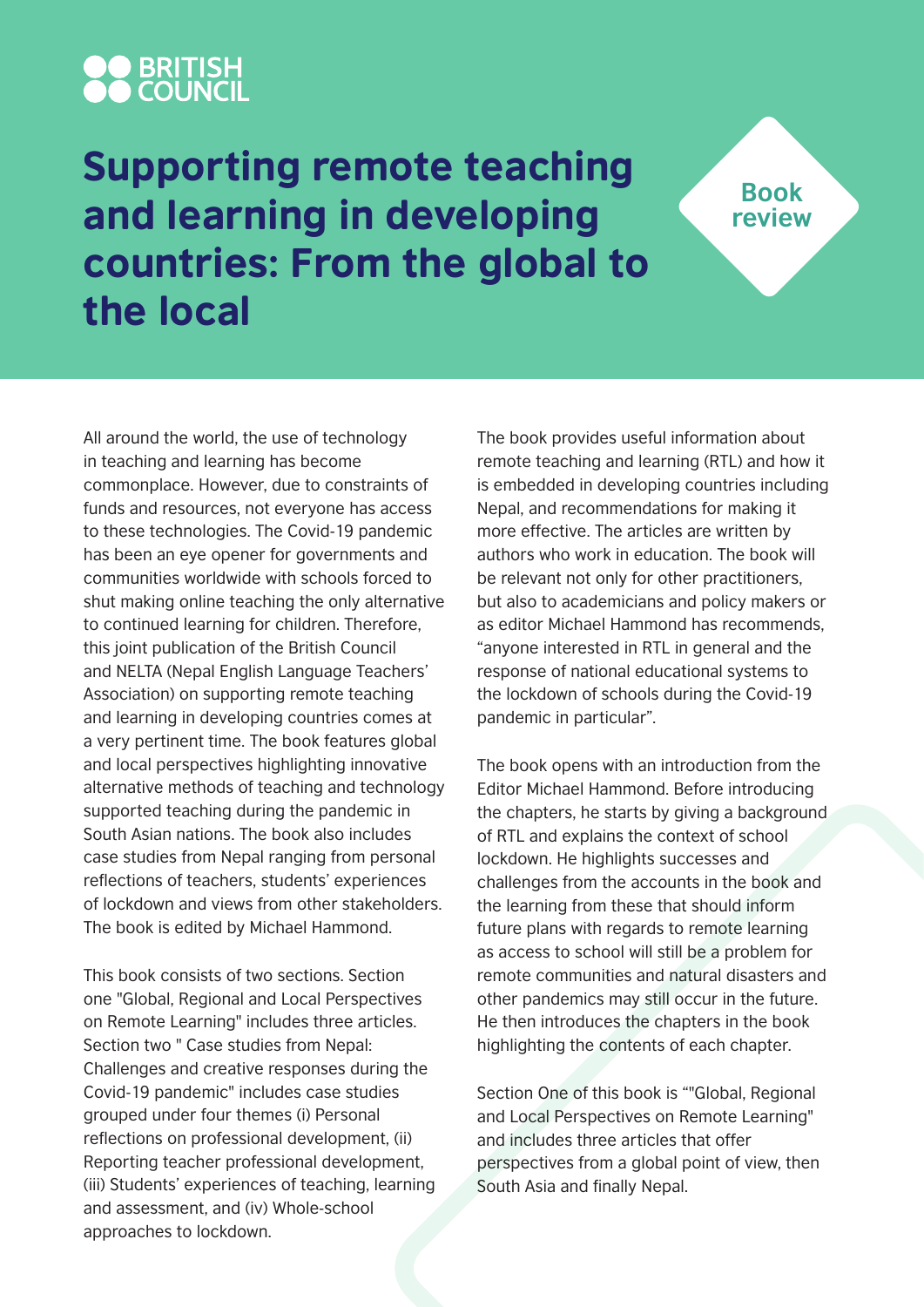BRITISH COUNCIL

# Supporting remote teaching and learning in developing countries: From the global to the local

Book review

All around the world, the use of technology in teaching and learning has become commonplace. However, due to constraints of funds and resources, not everyone has access to these technologies. The Covid-19 pandemic has been an eye opener for governments and communities worldwide with schools forced to shut making online teaching the only alternative to continued learning for children. Therefore, this joint publication of the British Council and NELTA (Nepal English Language Teachers' Association) on supporting remote teaching and learning in developing countries comes at a very pertinent time. The book features global and local perspectives highlighting innovative alternative methods of teaching and technology supported teaching during the pandemic in South Asian nations. The book also includes case studies from Nepal ranging from personal reflections of teachers, students' experiences of lockdown and views from other stakeholders. The book is edited by Michael Hammond.

This book consists of two sections. Section one "Global, Regional and Local Perspectives on Remote Learning" includes three articles. Section two " Case studies from Nepal: Challenges and creative responses during the Covid-19 pandemic" includes case studies grouped under four themes (i) Personal reflections on professional development, (ii) Reporting teacher professional development, (iii) Students' experiences of teaching, learning and assessment, and (iv) Whole-school approaches to lockdown.

The book provides useful information about remote teaching and learning (RTL) and how it is embedded in developing countries including Nepal, and recommendations for making it more effective. The articles are written by authors who work in education. The book will be relevant not only for other practitioners, but also to academicians and policy makers or as editor Michael Hammond has recommends, "anyone interested in RTL in general and the response of national educational systems to the lockdown of schools during the Covid-19 pandemic in particular".

The book opens with an introduction from the Editor Michael Hammond. Before introducing the chapters, he starts by giving a background of RTL and explains the context of school lockdown. He highlights successes and challenges from the accounts in the book and the learning from these that should inform future plans with regards to remote learning as access to school will still be a problem for remote communities and natural disasters and other pandemics may still occur in the future. He then introduces the chapters in the book highlighting the contents of each chapter.

Section One of this book is ""Global, Regional and Local Perspectives on Remote Learning" and includes three articles that offer perspectives from a global point of view, then South Asia and finally Nepal.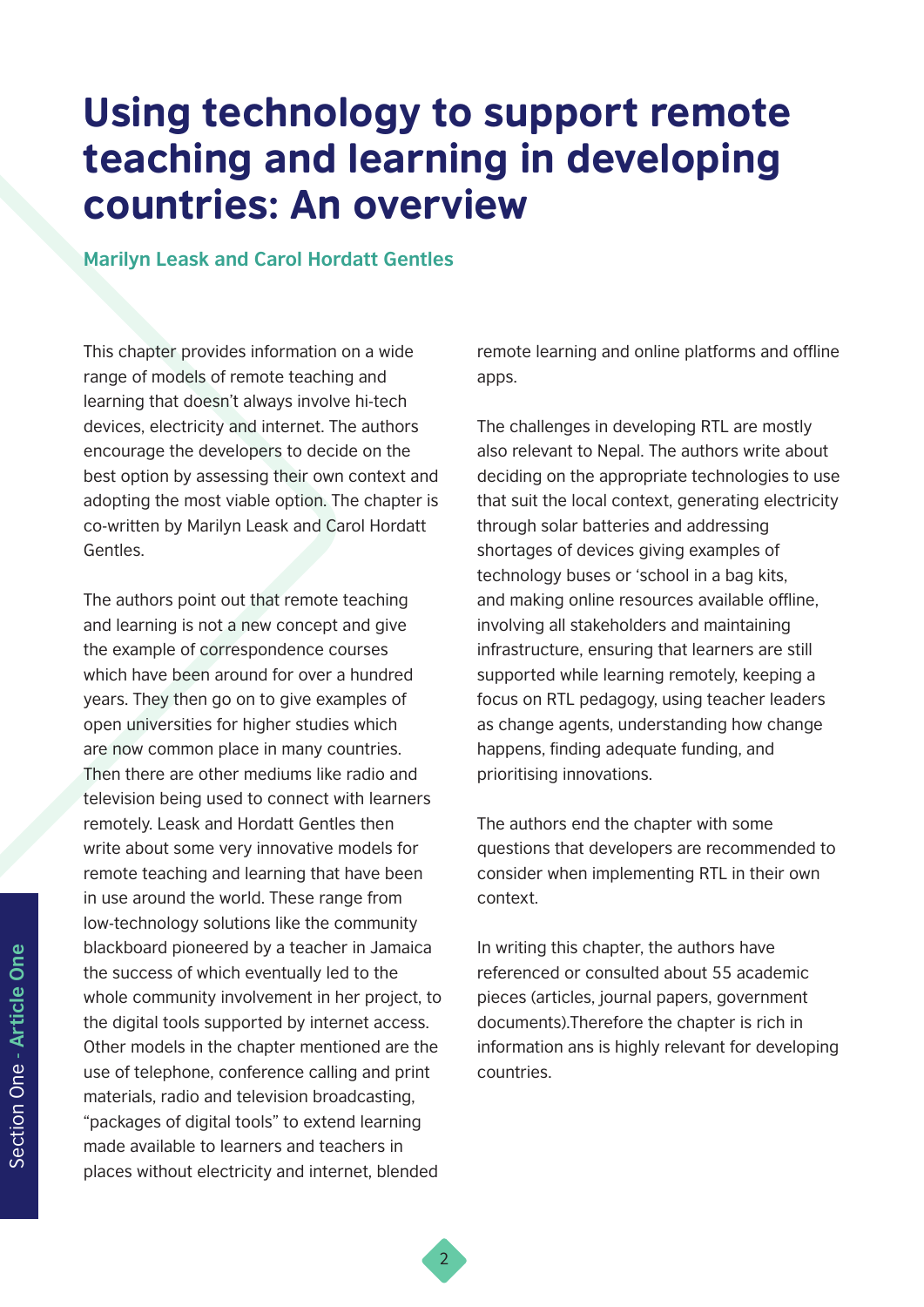# Using technology to support remote teaching and learning in developing countries: An overview

**Marilyn Leask and Carol Hordatt Gentles**

This chapter provides information on a wide range of models of remote teaching and learning that doesn't always involve hi-tech devices, electricity and internet. The authors encourage the developers to decide on the best option by assessing their own context and adopting the most viable option. The chapter is co-written by Marilyn Leask and Carol Hordatt Gentles.

The authors point out that remote teaching and learning is not a new concept and give the example of correspondence courses which have been around for over a hundred years. They then go on to give examples of open universities for higher studies which are now common place in many countries. Then there are other mediums like radio and television being used to connect with learners remotely. Leask and Hordatt Gentles then write about some very innovative models for remote teaching and learning that have been in use around the world. These range from low-technology solutions like the community blackboard pioneered by a teacher in Jamaica the success of which eventually led to the whole community involvement in her project, to the digital tools supported by internet access. Other models in the chapter mentioned are the use of telephone, conference calling and print materials, radio and television broadcasting, "packages of digital tools" to extend learning made available to learners and teachers in places without electricity and internet, blended remote learning and online platforms and offline apps.

The challenges in developing RTL are mostly also relevant to Nepal. The authors write about deciding on the appropriate technologies to use that suit the local context, generating electricity through solar batteries and addressing shortages of devices giving examples of technology buses or 'school in a bag kits, and making online resources available offline, involving all stakeholders and maintaining infrastructure, ensuring that learners are still supported while learning remotely, keeping a focus on RTL pedagogy, using teacher leaders as change agents, understanding how change happens, finding adequate funding, and prioritising innovations.

The authors end the chapter with some questions that developers are recommended to consider when implementing RTL in their own context.

In writing this chapter, the authors have referenced or consulted about 55 academic pieces (articles, journal papers, government documents).Therefore the chapter is rich in information ans is highly relevant for developing countries.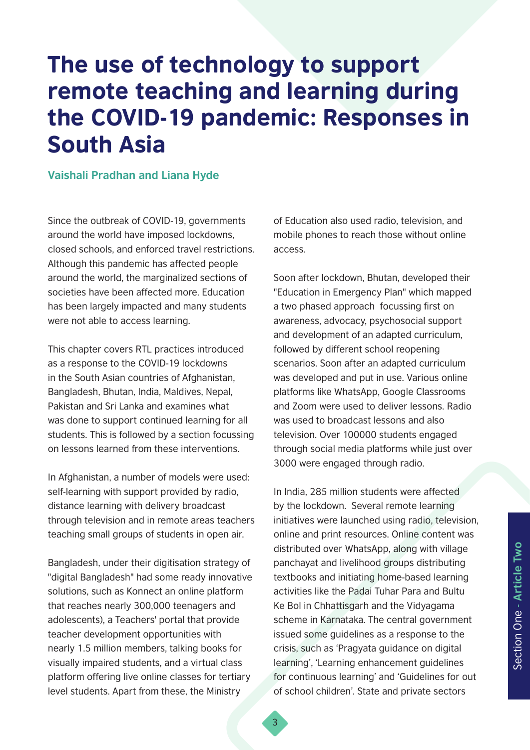# The use of technology to support remote teaching and learning during the COVID-19 pandemic: Responses in South Asia

**Vaishali Pradhan and Liana Hyde**

Since the outbreak of COVID-19, governments around the world have imposed lockdowns, closed schools, and enforced travel restrictions. Although this pandemic has affected people around the world, the marginalized sections of societies have been affected more. Education has been largely impacted and many students were not able to access learning.

This chapter covers RTL practices introduced as a response to the COVID-19 lockdowns in the South Asian countries of Afghanistan, Bangladesh, Bhutan, India, Maldives, Nepal, Pakistan and Sri Lanka and examines what was done to support continued learning for all students. This is followed by a section focussing on lessons learned from these interventions.

In Afghanistan, a number of models were used: self-learning with support provided by radio, distance learning with delivery broadcast through television and in remote areas teachers teaching small groups of students in open air.

Bangladesh, under their digitisation strategy of "digital Bangladesh" had some ready innovative solutions, such as Konnect an online platform that reaches nearly 300,000 teenagers and adolescents), a Teachers' portal that provide teacher development opportunities with nearly 1.5 million members, talking books for visually impaired students, and a virtual class platform offering live online classes for tertiary level students. Apart from these, the Ministry of Education also used radio, television, and mobile phones to reach those without online access.

Soon after lockdown, Bhutan, developed their "Education in Emergency Plan" which mapped a two phased approach focussing first on awareness, advocacy, psychosocial support and development of an adapted curriculum, followed by different school reopening scenarios. Soon after an adapted curriculum was developed and put in use. Various online platforms like WhatsApp, Google Classrooms and Zoom were used to deliver lessons. Radio was used to broadcast lessons and also television. Over 100000 students engaged through social media platforms while just over 3000 were engaged through radio.

In India, 285 million students were affected by the lockdown. Several remote learning initiatives were launched using radio, television, online and print resources. Online content was distributed over WhatsApp, along with village panchayat and livelihood groups distributing textbooks and initiating home-based learning activities like the Padai Tuhar Para and Bultu Ke Bol in Chhattisgarh and the Vidyagama scheme in Karnataka. The central government issued some guidelines as a response to the crisis, such as 'Pragyata guidance on digital learning', 'Learning enhancement guidelines for continuous learning' and 'Guidelines for out of school children'. State and private sectors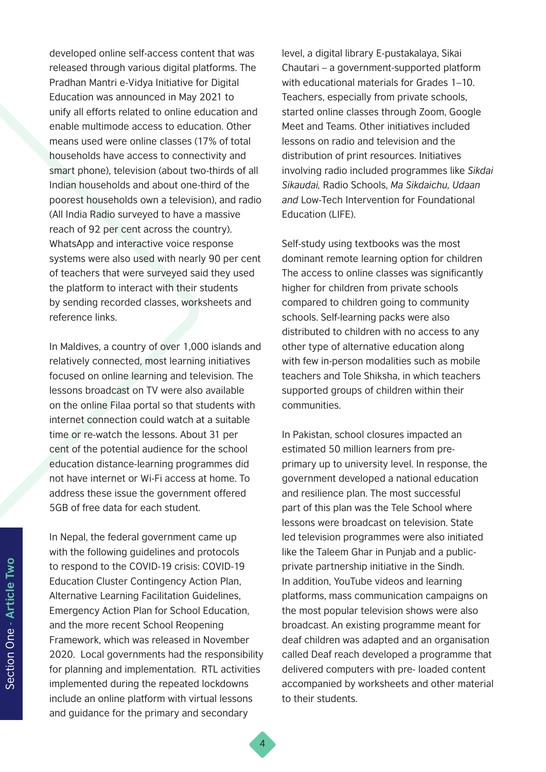developed online self-access content that was released through various digital platforms. The Pradhan Mantri e-Vidya Initiative for Digital Education was announced in May 2021 to unify all efforts related to online education and enable multimode access to education. Other means used were online classes (17% of total households have access to connectivity and smart phone), television (about two-thirds of all Indian households and about one-third of the poorest households own a television), and radio (All India Radio surveyed to have a massive reach of 92 per cent across the country). WhatsApp and interactive voice response systems were also used with nearly 90 per cent of teachers that were surveyed said they used the platform to interact with their students by sending recorded classes, worksheets and reference links.

In Maldives, a country of over 1,000 islands and relatively connected, most learning initiatives focused on online learning and television. The lessons broadcast on TV were also available on the online Filaa portal so that students with internet connection could watch at a suitable time or re-watch the lessons. About 31 per cent of the potential audience for the school education distance-learning programmes did not have internet or Wi-Fi access at home. To address these issue the government offered 5GB of free data for each student.

In Nepal, the federal government came up with the following guidelines and protocols to respond to the COVID-19 crisis: COVID-19 Education Cluster Contingency Action Plan, Alternative Learning Facilitation Guidelines, Emergency Action Plan for School Education, and the more recent School Reopening Framework, which was released in November 2020. Local governments had the responsibility for planning and implementation. RTL activities implemented during the repeated lockdowns include an online platform with virtual lessons and guidance for the primary and secondary level, a digital library E-pustakalaya, Sikai Chautari – a government-supported platform with educational materials for Grades 1–10. Teachers, especially from private schools, started online classes through Zoom, Google Meet and Teams. Other initiatives included lessons on radio and television and the distribution of print resources. Initiatives involving radio included programmes like *Sikdai Sikaudai,* Radio Schools, *Ma Sikdaichu, Udaan and* Low-Tech Intervention for Foundational Education (LIFE).

Self-study using textbooks was the most dominant remote learning option for children The access to online classes was significantly higher for children from private schools compared to children going to community schools. Self-learning packs were also distributed to children with no access to any other type of alternative education along with few in-person modalities such as mobile teachers and Tole Shiksha, in which teachers supported groups of children within their communities.

In Pakistan, school closures impacted an estimated 50 million learners from pre-primary up to university level. In response, the government developed a national education and resilience plan. The most successful part of this plan was the Tele School where lessons were broadcast on television. State led television programmes were also initiated like the Taleem Ghar in Punjab and a public-private partnership initiative in the Sindh. In addition, YouTube videos and learning platforms, mass communication campaigns on the most popular television shows were also broadcast. An existing programme meant for deaf children was adapted and an organisation called Deaf reach developed a programme that delivered computers with pre- loaded content accompanied by worksheets and other material to their students.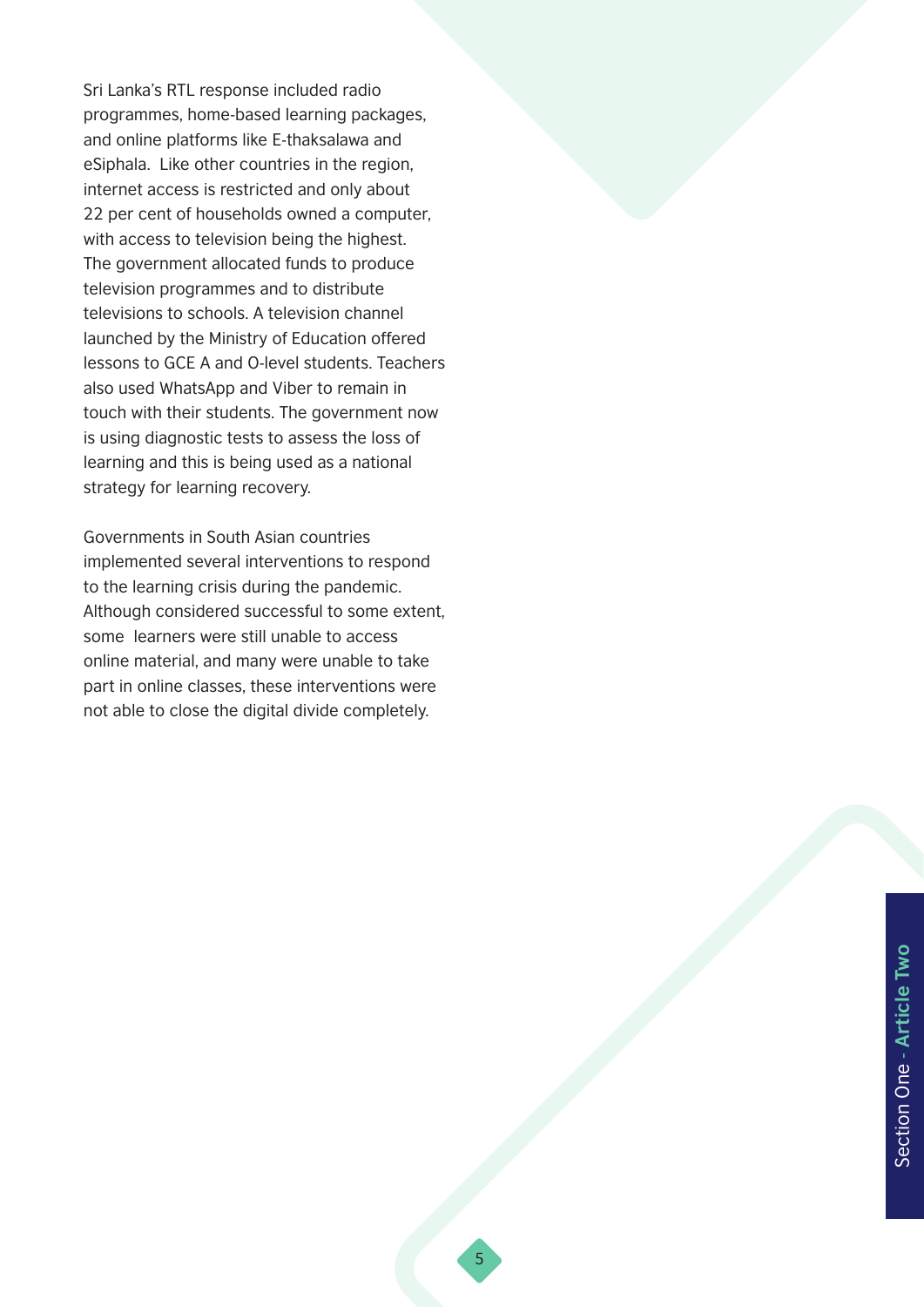Sri Lanka's RTL response included radio programmes, home-based learning packages, and online platforms like E-thaksalawa and eSiphala. Like other countries in the region, internet access is restricted and only about 22 per cent of households owned a computer, with access to television being the highest. The government allocated funds to produce television programmes and to distribute televisions to schools. A television channel launched by the Ministry of Education offered lessons to GCE A and O-level students. Teachers also used WhatsApp and Viber to remain in touch with their students. The government now is using diagnostic tests to assess the loss of learning and this is being used as a national strategy for learning recovery.

Governments in South Asian countries implemented several interventions to respond to the learning crisis during the pandemic. Although considered successful to some extent, some learners were still unable to access online material, and many were unable to take part in online classes, these interventions were not able to close the digital divide completely.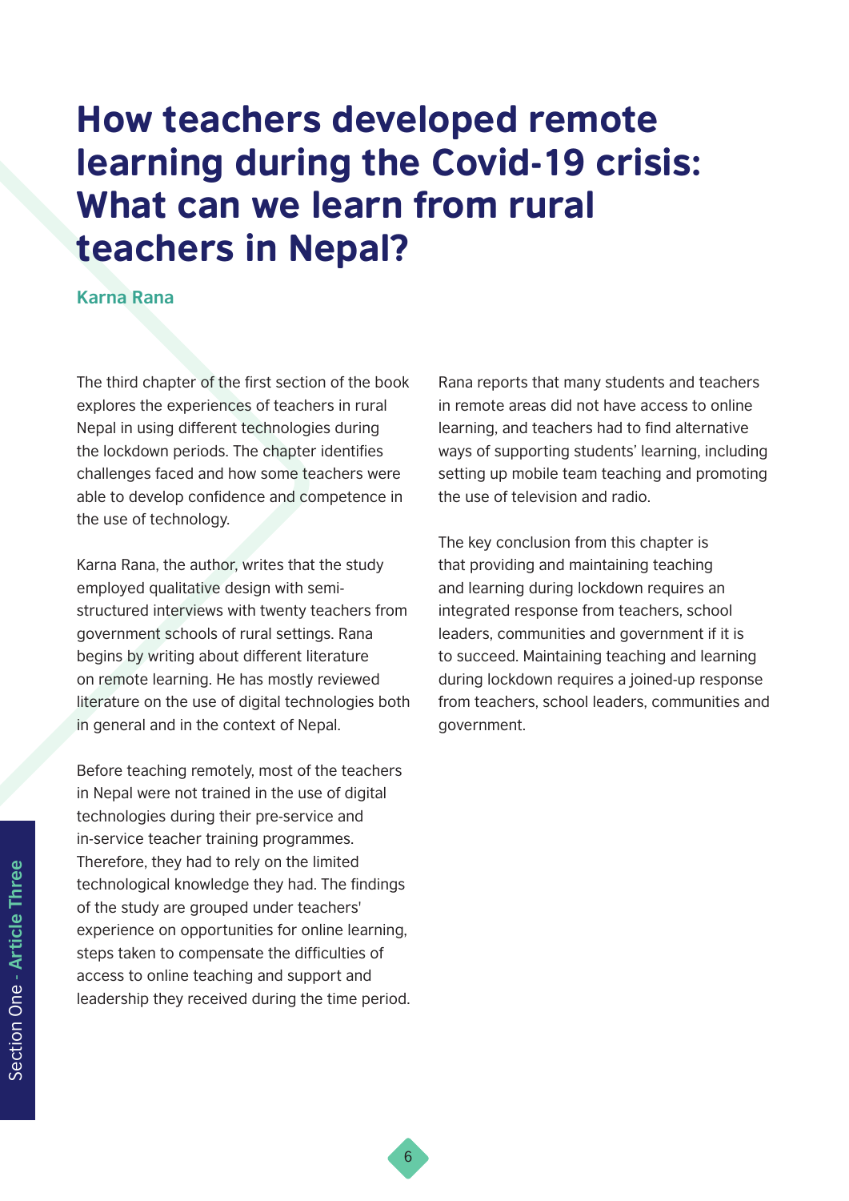# How teachers developed remote learning during the Covid-19 crisis: What can we learn from rural teachers in Nepal?

**Karna Rana**

The third chapter of the first section of the book explores the experiences of teachers in rural Nepal in using different technologies during the lockdown periods. The chapter identifies challenges faced and how some teachers were able to develop confidence and competence in the use of technology.

Karna Rana, the author, writes that the study employed qualitative design with semi-structured interviews with twenty teachers from government schools of rural settings. Rana begins by writing about different literature on remote learning. He has mostly reviewed literature on the use of digital technologies both in general and in the context of Nepal.

Before teaching remotely, most of the teachers in Nepal were not trained in the use of digital technologies during their pre-service and in-service teacher training programmes. Therefore, they had to rely on the limited technological knowledge they had. The findings of the study are grouped under teachers' experience on opportunities for online learning, steps taken to compensate the difficulties of access to online teaching and support and leadership they received during the time period.

Rana reports that many students and teachers in remote areas did not have access to online learning, and teachers had to find alternative ways of supporting students' learning, including setting up mobile team teaching and promoting the use of television and radio.

The key conclusion from this chapter is that providing and maintaining teaching and learning during lockdown requires an integrated response from teachers, school leaders, communities and government if it is to succeed. Maintaining teaching and learning during lockdown requires a joined-up response from teachers, school leaders, communities and government.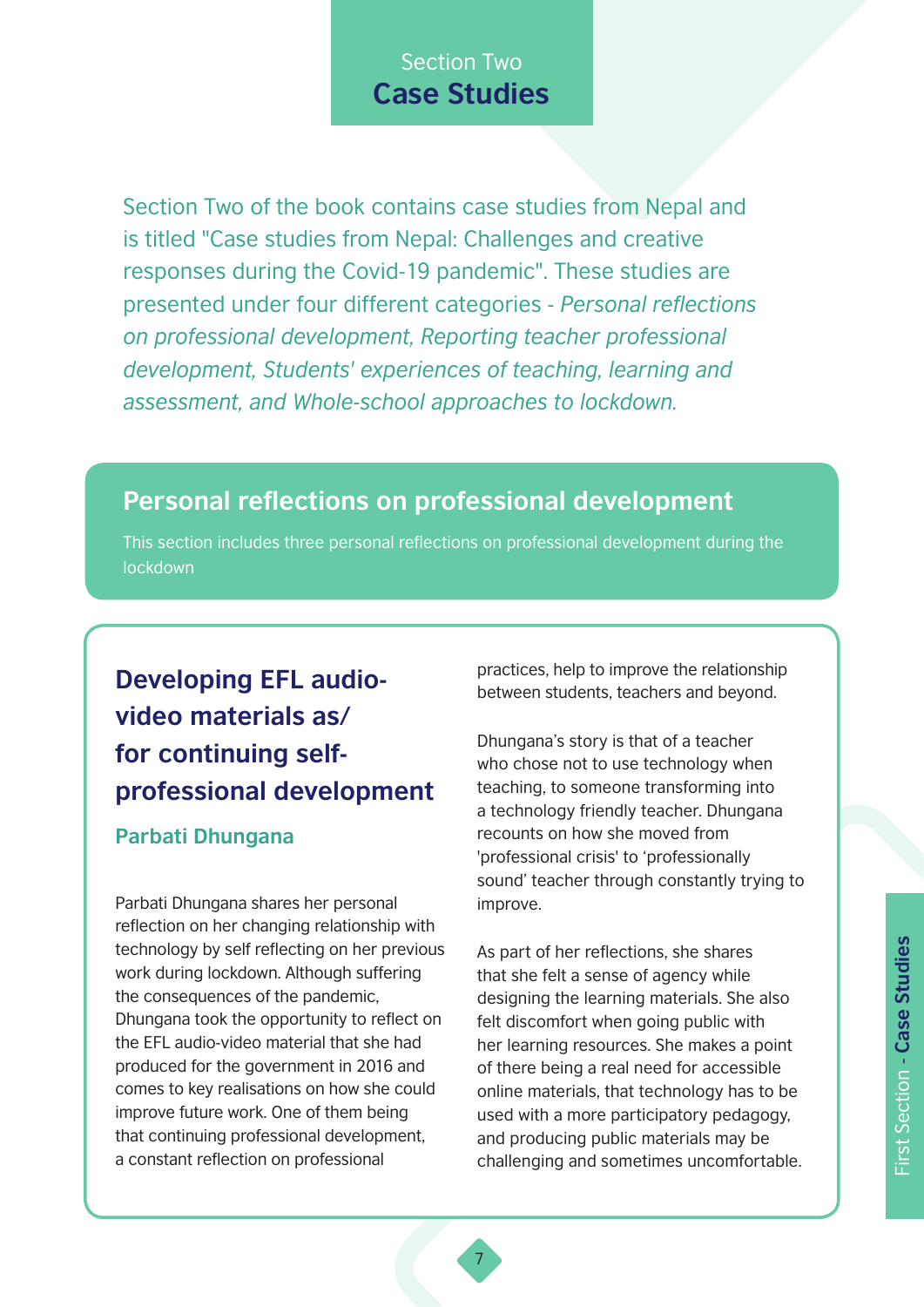Section Two

# Case Studies

Section Two of the book contains case studies from Nepal and is titled "Case studies from Nepal: Challenges and creative responses during the Covid-19 pandemic". These studies are presented under four different categories - *Personal reflections on professional development, Reporting teacher professional development, Students' experiences of teaching, learning and assessment, and Whole-school approaches to lockdown.*

## Personal reflections on professional development

This section includes three personal reflections on professional development during the lockdown

### Developing EFL audio-video materials as/ for continuing self-professional development

**Parbati Dhungana**

Parbati Dhungana shares her personal reflection on her changing relationship with technology by self reflecting on her previous work during lockdown. Although suffering the consequences of the pandemic, Dhungana took the opportunity to reflect on the EFL audio-video material that she had produced for the government in 2016 and comes to key realisations on how she could improve future work. One of them being that continuing professional development, a constant reflection on professional practices, help to improve the relationship between students, teachers and beyond.

Dhungana's story is that of a teacher who chose not to use technology when teaching, to someone transforming into a technology friendly teacher. Dhungana recounts on how she moved from 'professional crisis' to 'professionally sound' teacher through constantly trying to improve.

As part of her reflections, she shares that she felt a sense of agency while designing the learning materials. She also felt discomfort when going public with her learning resources. She makes a point of there being a real need for accessible online materials, that technology has to be used with a more participatory pedagogy, and producing public materials may be challenging and sometimes uncomfortable.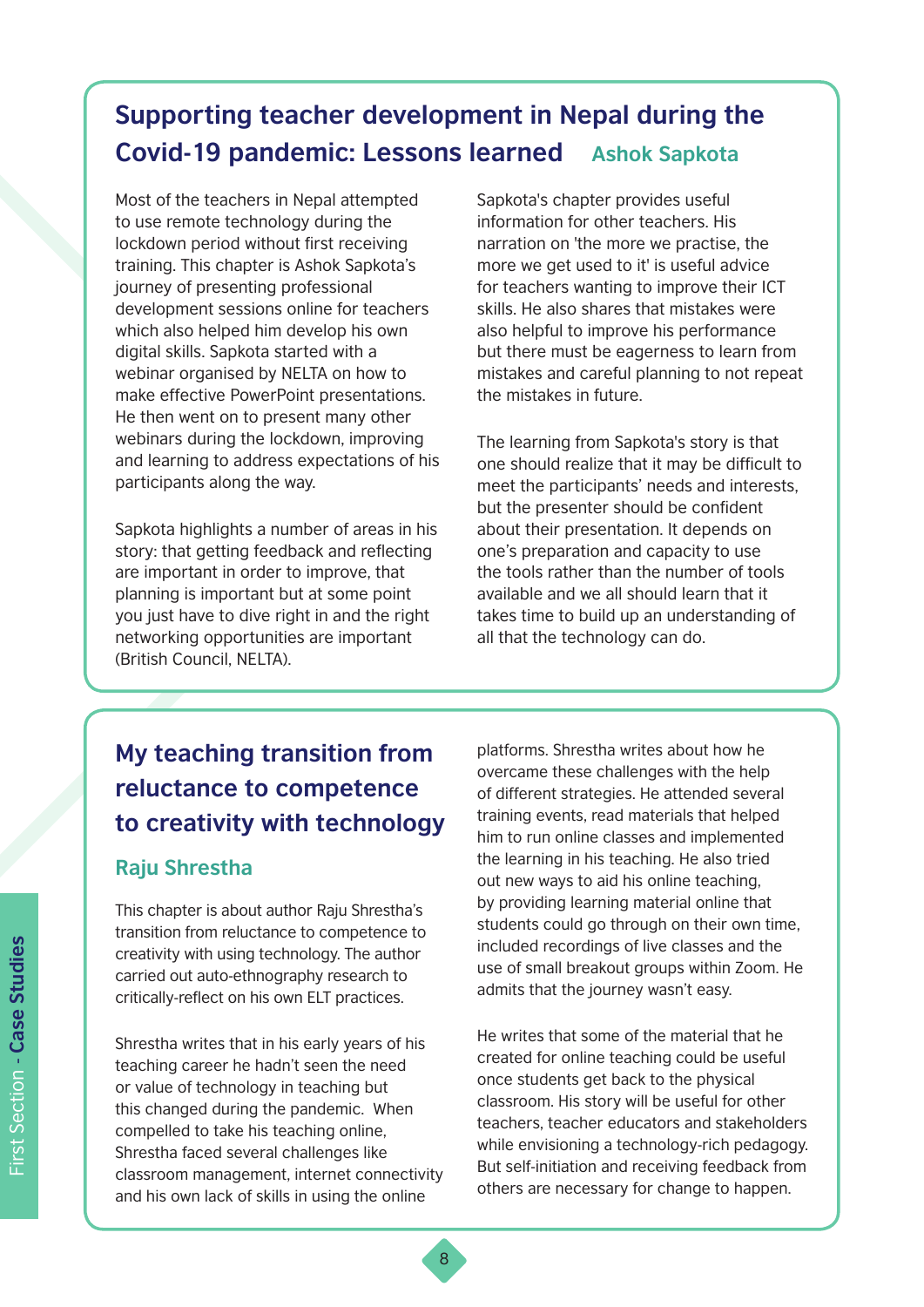## Supporting teacher development in Nepal during the Covid-19 pandemic: Lessons learned

### Ashok Sapkota

Most of the teachers in Nepal attempted to use remote technology during the lockdown period without first receiving training. This chapter is Ashok Sapkota's journey of presenting professional development sessions online for teachers which also helped him develop his own digital skills. Sapkota started with a webinar organised by NELTA on how to make effective PowerPoint presentations. He then went on to present many other webinars during the lockdown, improving and learning to address expectations of his participants along the way.

Sapkota highlights a number of areas in his story: that getting feedback and reflecting are important in order to improve, that planning is important but at some point you just have to dive right in and the right networking opportunities are important (British Council, NELTA).

Sapkota's chapter provides useful information for other teachers. His narration on 'the more we practise, the more we get used to it' is useful advice for teachers wanting to improve their ICT skills. He also shares that mistakes were also helpful to improve his performance but there must be eagerness to learn from mistakes and careful planning to not repeat the mistakes in future.

The learning from Sapkota's story is that one should realize that it may be difficult to meet the participants' needs and interests, but the presenter should be confident about their presentation. It depends on one's preparation and capacity to use the tools rather than the number of tools available and we all should learn that it takes time to build up an understanding of all that the technology can do.

## My teaching transition from reluctance to competence to creativity with technology

### Raju Shrestha

This chapter is about author Raju Shrestha's transition from reluctance to competence to creativity with using technology. The author carried out auto-ethnography research to critically-reflect on his own ELT practices.

Shrestha writes that in his early years of his teaching career he hadn't seen the need or value of technology in teaching but this changed during the pandemic. When compelled to take his teaching online, Shrestha faced several challenges like classroom management, internet connectivity and his own lack of skills in using the online platforms. Shrestha writes about how he overcame these challenges with the help of different strategies. He attended several training events, read materials that helped him to run online classes and implemented the learning in his teaching. He also tried out new ways to aid his online teaching, by providing learning material online that students could go through on their own time, included recordings of live classes and the use of small breakout groups within Zoom. He admits that the journey wasn't easy.

He writes that some of the material that he created for online teaching could be useful once students get back to the physical classroom. His story will be useful for other teachers, teacher educators and stakeholders while envisioning a technology-rich pedagogy. But self-initiation and receiving feedback from others are necessary for change to happen.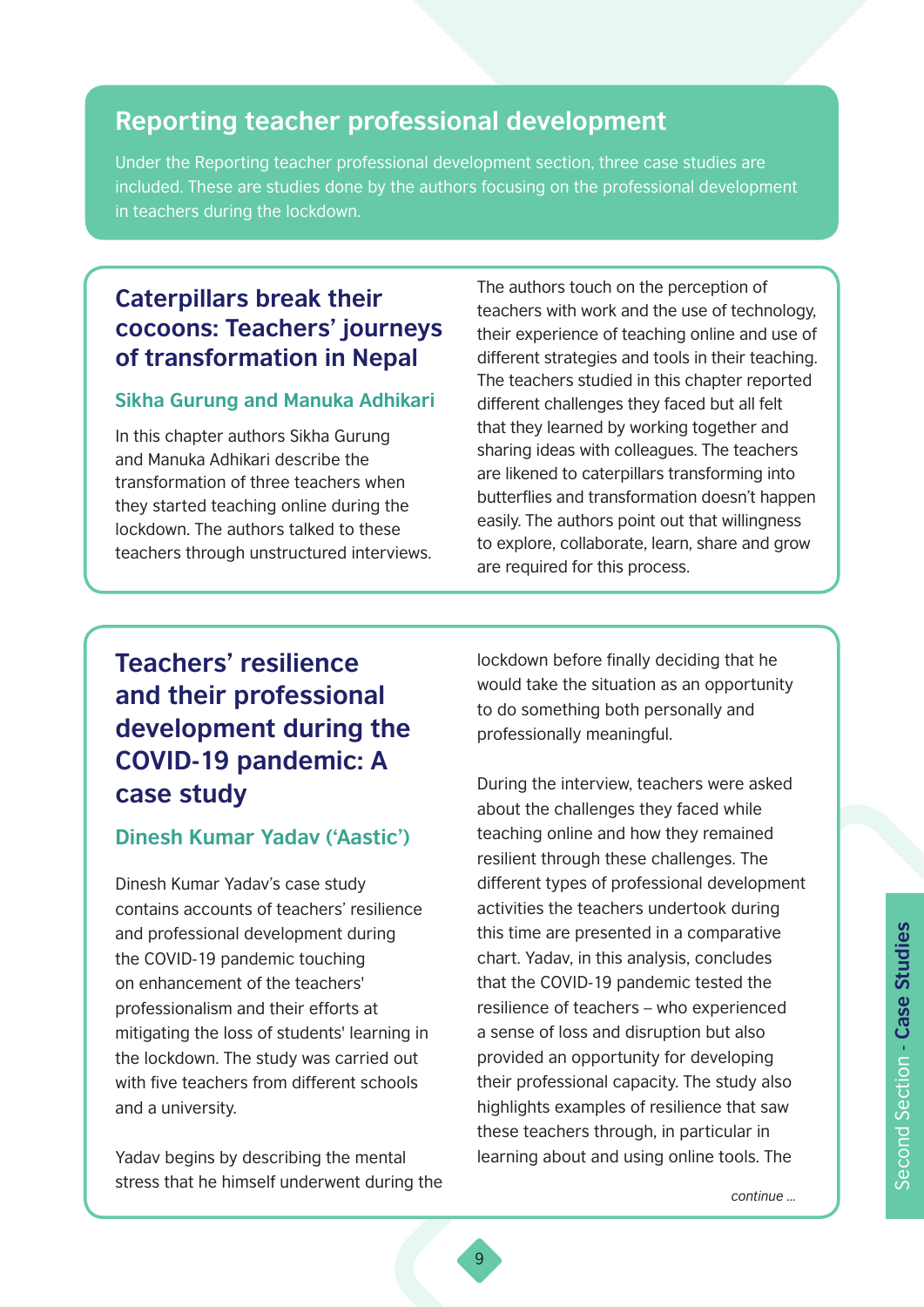## Reporting teacher professional development

Under the Reporting teacher professional development section, three case studies are included. These are studies done by the authors focusing on the professional development in teachers during the lockdown.

### Caterpillars break their cocoons: Teachers' journeys of transformation in Nepal

**Sikha Gurung and Manuka Adhikari**

In this chapter authors Sikha Gurung and Manuka Adhikari describe the transformation of three teachers when they started teaching online during the lockdown. The authors talked to these teachers through unstructured interviews. The authors touch on the perception of teachers with work and the use of technology, their experience of teaching online and use of different strategies and tools in their teaching. The teachers studied in this chapter reported different challenges they faced but all felt that they learned by working together and sharing ideas with colleagues. The teachers are likened to caterpillars transforming into butterflies and transformation doesn't happen easily. The authors point out that willingness to explore, collaborate, learn, share and grow are required for this process.

### Teachers' resilience and their professional development during the COVID-19 pandemic: A case study

**Dinesh Kumar Yadav ('Aastic')**

Dinesh Kumar Yadav's case study contains accounts of teachers' resilience and professional development during the COVID-19 pandemic touching on enhancement of the teachers' professionalism and their efforts at mitigating the loss of students' learning in the lockdown. The study was carried out with five teachers from different schools and a university.

Yadav begins by describing the mental stress that he himself underwent during the lockdown before finally deciding that he would take the situation as an opportunity to do something both personally and professionally meaningful.

During the interview, teachers were asked about the challenges they faced while teaching online and how they remained resilient through these challenges. The different types of professional development activities the teachers undertook during this time are presented in a comparative chart. Yadav, in this analysis, concludes that the COVID-19 pandemic tested the resilience of teachers – who experienced a sense of loss and disruption but also provided an opportunity for developing their professional capacity. The study also highlights examples of resilience that saw these teachers through, in particular in learning about and using online tools. The

*continue ...*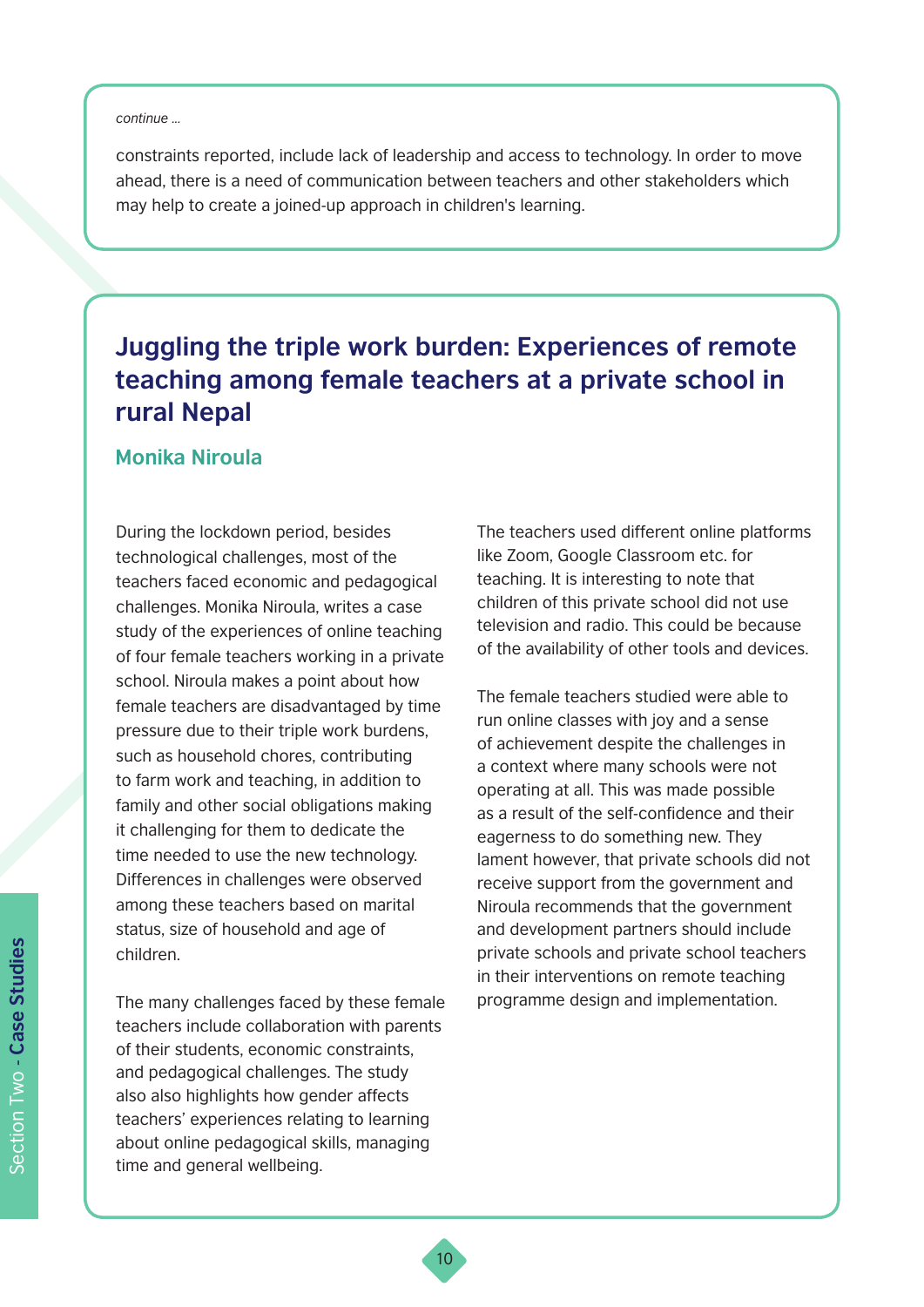*continue ...*

constraints reported, include lack of leadership and access to technology. In order to move ahead, there is a need of communication between teachers and other stakeholders which may help to create a joined-up approach in children's learning.

## Juggling the triple work burden: Experiences of remote teaching among female teachers at a private school in rural Nepal

### Monika Niroula

During the lockdown period, besides technological challenges, most of the teachers faced economic and pedagogical challenges. Monika Niroula, writes a case study of the experiences of online teaching of four female teachers working in a private school. Niroula makes a point about how female teachers are disadvantaged by time pressure due to their triple work burdens, such as household chores, contributing to farm work and teaching, in addition to family and other social obligations making it challenging for them to dedicate the time needed to use the new technology. Differences in challenges were observed among these teachers based on marital status, size of household and age of children.

The many challenges faced by these female teachers include collaboration with parents of their students, economic constraints, and pedagogical challenges. The study also also highlights how gender affects teachers' experiences relating to learning about online pedagogical skills, managing time and general wellbeing.

The teachers used different online platforms like Zoom, Google Classroom etc. for teaching. It is interesting to note that children of this private school did not use television and radio. This could be because of the availability of other tools and devices.

The female teachers studied were able to run online classes with joy and a sense of achievement despite the challenges in a context where many schools were not operating at all. This was made possible as a result of the self-confidence and their eagerness to do something new. They lament however, that private schools did not receive support from the government and Niroula recommends that the government and development partners should include private schools and private school teachers in their interventions on remote teaching programme design and implementation.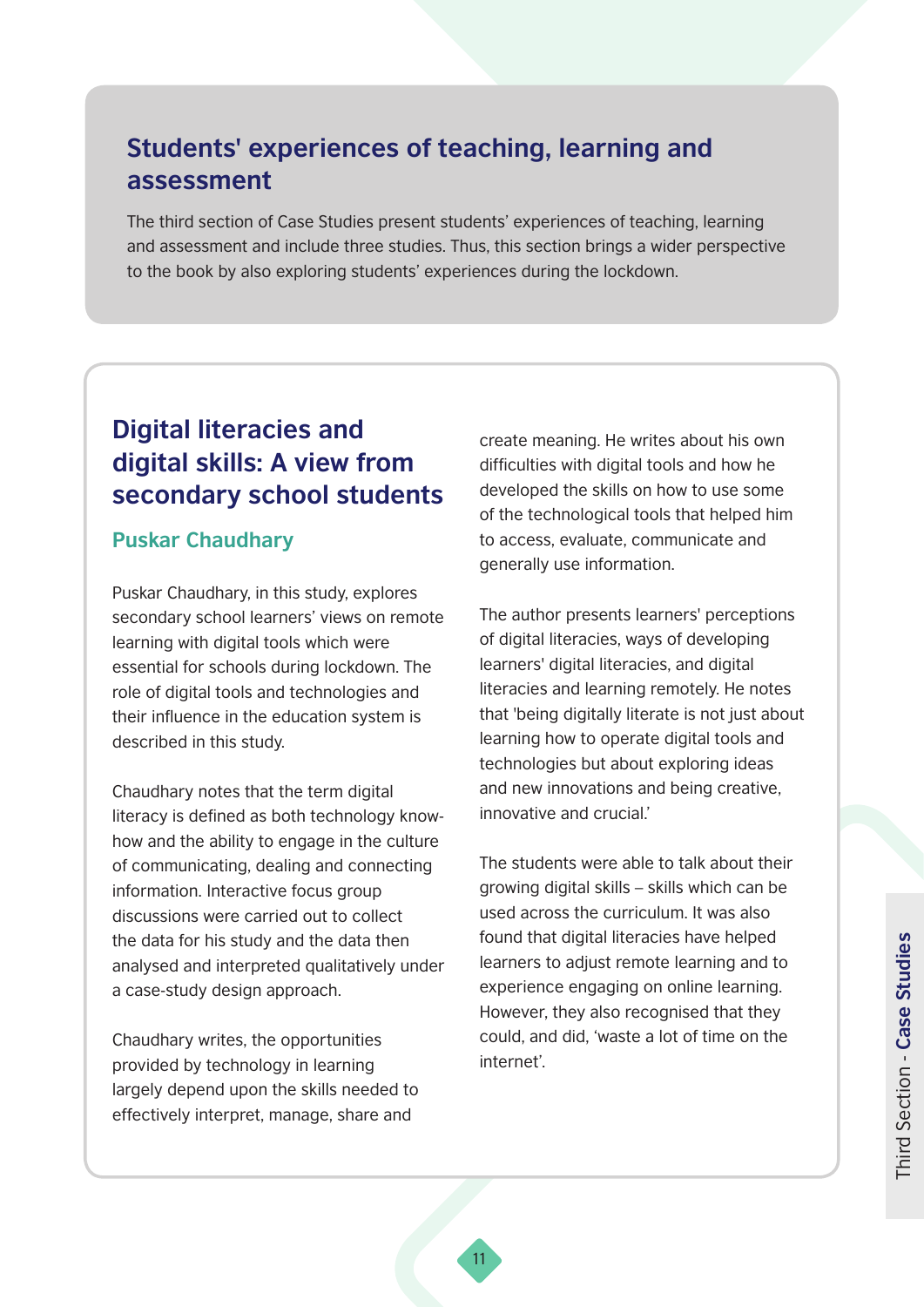## Students' experiences of teaching, learning and assessment

The third section of Case Studies present students' experiences of teaching, learning and assessment and include three studies. Thus, this section brings a wider perspective to the book by also exploring students' experiences during the lockdown.

## Digital literacies and digital skills: A view from secondary school students

### Puskar Chaudhary

Puskar Chaudhary, in this study, explores secondary school learners' views on remote learning with digital tools which were essential for schools during lockdown. The role of digital tools and technologies and their influence in the education system is described in this study.

Chaudhary notes that the term digital literacy is defined as both technology know-how and the ability to engage in the culture of communicating, dealing and connecting information. Interactive focus group discussions were carried out to collect the data for his study and the data then analysed and interpreted qualitatively under a case-study design approach.

Chaudhary writes, the opportunities provided by technology in learning largely depend upon the skills needed to effectively interpret, manage, share and create meaning. He writes about his own difficulties with digital tools and how he developed the skills on how to use some of the technological tools that helped him to access, evaluate, communicate and generally use information.

The author presents learners' perceptions of digital literacies, ways of developing learners' digital literacies, and digital literacies and learning remotely. He notes that 'being digitally literate is not just about learning how to operate digital tools and technologies but about exploring ideas and new innovations and being creative, innovative and crucial.'

The students were able to talk about their growing digital skills – skills which can be used across the curriculum. It was also found that digital literacies have helped learners to adjust remote learning and to experience engaging on online learning. However, they also recognised that they could, and did, 'waste a lot of time on the internet'.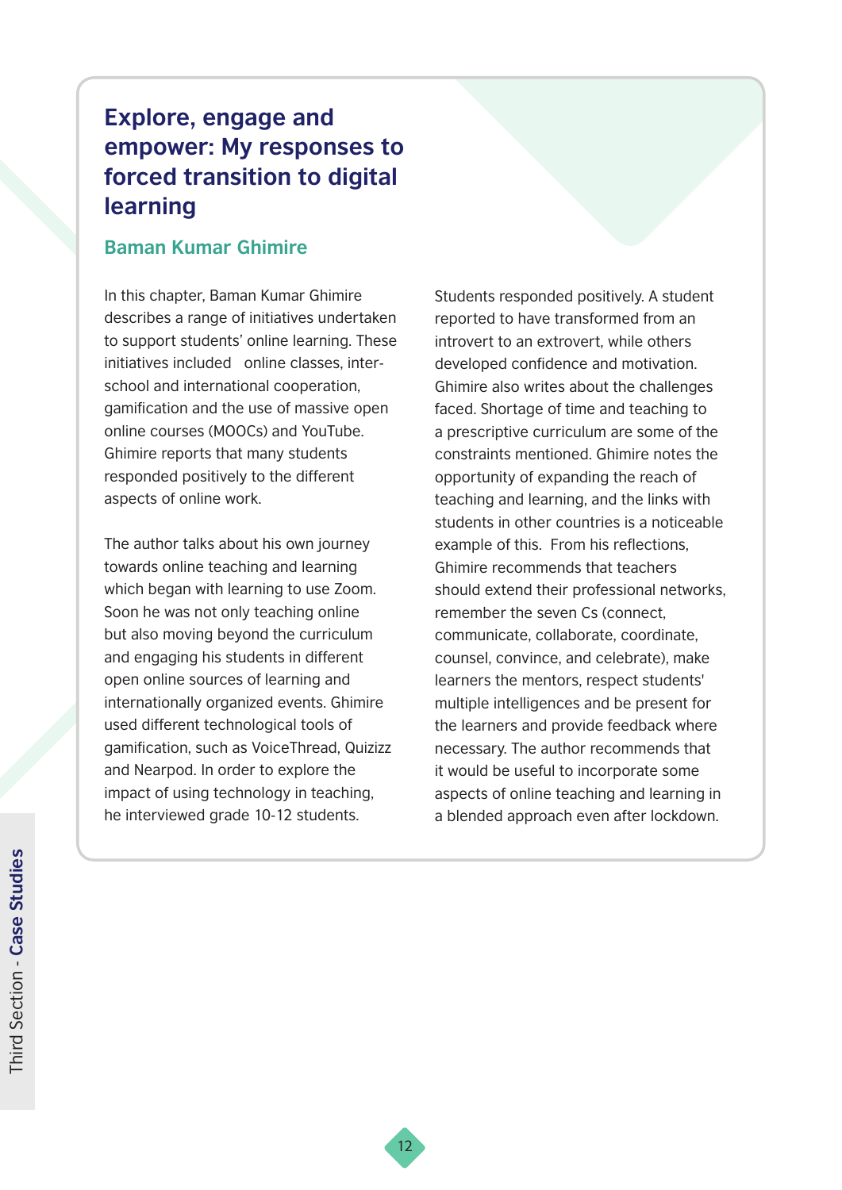## Explore, engage and empower: My responses to forced transition to digital learning

### Baman Kumar Ghimire

In this chapter, Baman Kumar Ghimire describes a range of initiatives undertaken to support students' online learning. These initiatives included online classes, inter-school and international cooperation, gamification and the use of massive open online courses (MOOCs) and YouTube. Ghimire reports that many students responded positively to the different aspects of online work.

The author talks about his own journey towards online teaching and learning which began with learning to use Zoom. Soon he was not only teaching online but also moving beyond the curriculum and engaging his students in different open online sources of learning and internationally organized events. Ghimire used different technological tools of gamification, such as VoiceThread, Quizizz and Nearpod. In order to explore the impact of using technology in teaching, he interviewed grade 10-12 students.

Students responded positively. A student reported to have transformed from an introvert to an extrovert, while others developed confidence and motivation. Ghimire also writes about the challenges faced. Shortage of time and teaching to a prescriptive curriculum are some of the constraints mentioned. Ghimire notes the opportunity of expanding the reach of teaching and learning, and the links with students in other countries is a noticeable example of this. From his reflections, Ghimire recommends that teachers should extend their professional networks, remember the seven Cs (connect, communicate, collaborate, coordinate, counsel, convince, and celebrate), make learners the mentors, respect students' multiple intelligences and be present for the learners and provide feedback where necessary. The author recommends that it would be useful to incorporate some aspects of online teaching and learning in a blended approach even after lockdown.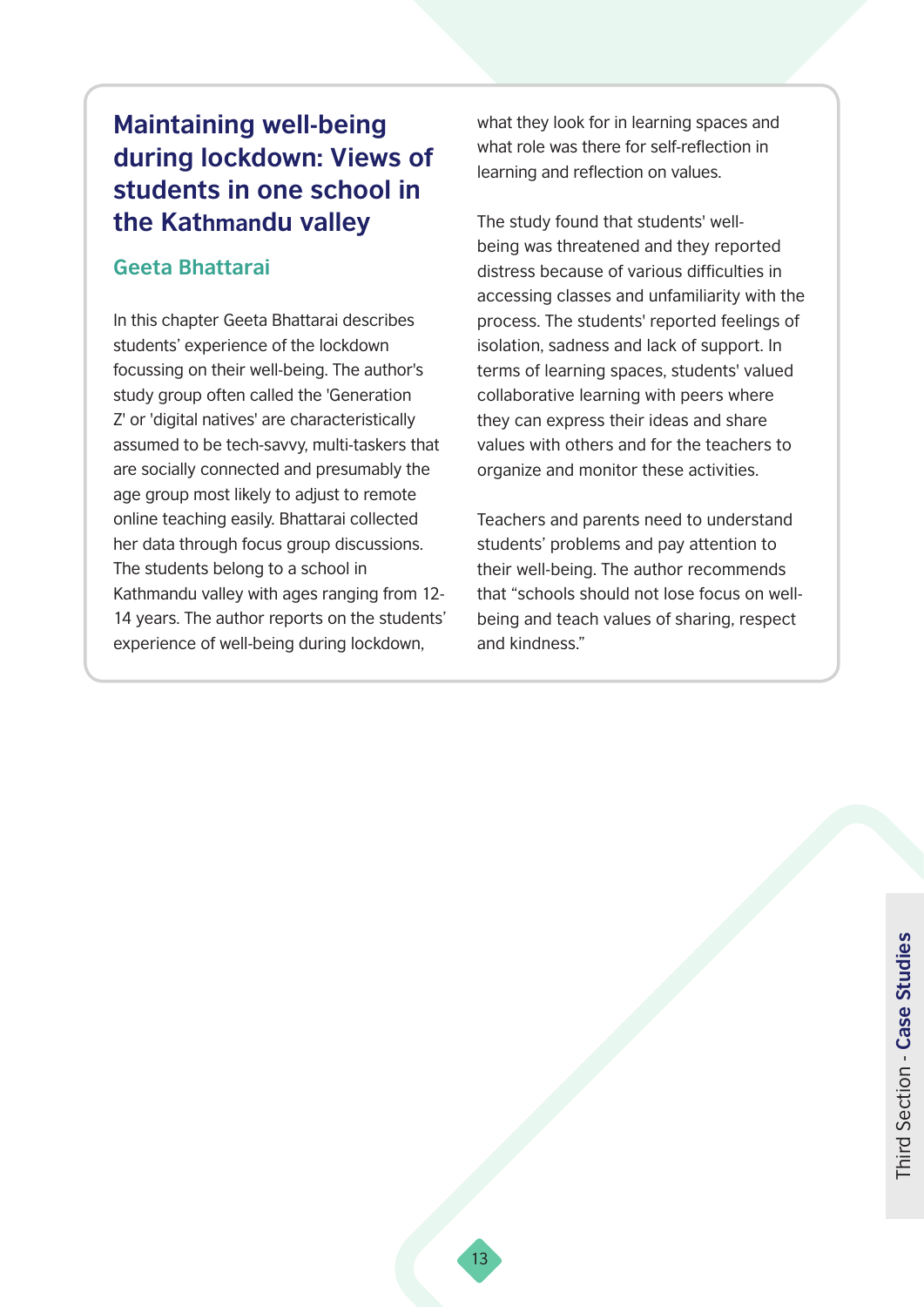## Maintaining well-being during lockdown: Views of students in one school in the Kathmandu valley

### Geeta Bhattarai

In this chapter Geeta Bhattarai describes students' experience of the lockdown focussing on their well-being. The author's study group often called the 'Generation Z' or 'digital natives' are characteristically assumed to be tech-savvy, multi-taskers that are socially connected and presumably the age group most likely to adjust to remote online teaching easily. Bhattarai collected her data through focus group discussions. The students belong to a school in Kathmandu valley with ages ranging from 12-14 years. The author reports on the students' experience of well-being during lockdown, what they look for in learning spaces and what role was there for self-reflection in learning and reflection on values.

The study found that students' well-being was threatened and they reported distress because of various difficulties in accessing classes and unfamiliarity with the process. The students' reported feelings of isolation, sadness and lack of support. In terms of learning spaces, students' valued collaborative learning with peers where they can express their ideas and share values with others and for the teachers to organize and monitor these activities.

Teachers and parents need to understand students' problems and pay attention to their well-being. The author recommends that "schools should not lose focus on well-being and teach values of sharing, respect and kindness."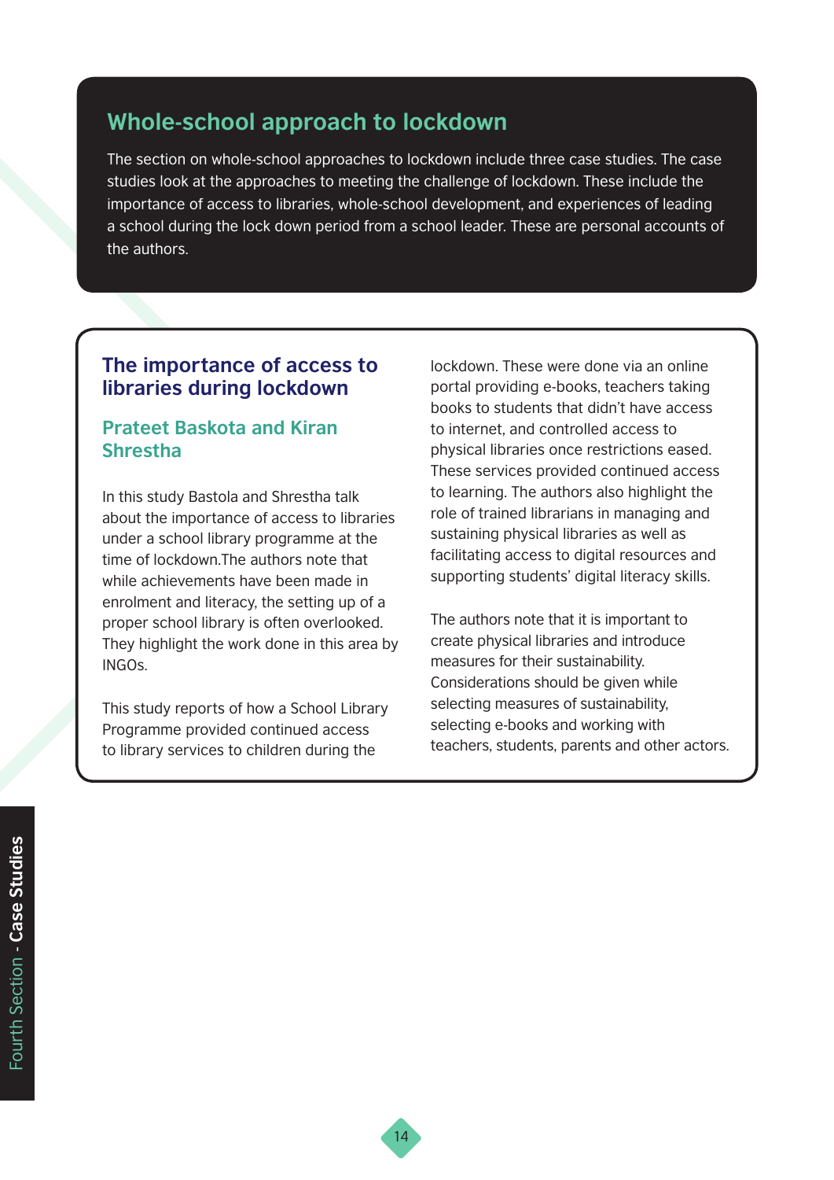## Whole-school approach to lockdown

The section on whole-school approaches to lockdown include three case studies. The case studies look at the approaches to meeting the challenge of lockdown. These include the importance of access to libraries, whole-school development, and experiences of leading a school during the lock down period from a school leader. These are personal accounts of the authors.

### The importance of access to libraries during lockdown

#### Prateet Baskota and Kiran Shrestha

In this study Bastola and Shrestha talk about the importance of access to libraries under a school library programme at the time of lockdown.The authors note that while achievements have been made in enrolment and literacy, the setting up of a proper school library is often overlooked. They highlight the work done in this area by INGOs.

This study reports of how a School Library Programme provided continued access to library services to children during the lockdown. These were done via an online portal providing e-books, teachers taking books to students that didn't have access to internet, and controlled access to physical libraries once restrictions eased. These services provided continued access to learning. The authors also highlight the role of trained librarians in managing and sustaining physical libraries as well as facilitating access to digital resources and supporting students' digital literacy skills.

The authors note that it is important to create physical libraries and introduce measures for their sustainability. Considerations should be given while selecting measures of sustainability, selecting e-books and working with teachers, students, parents and other actors.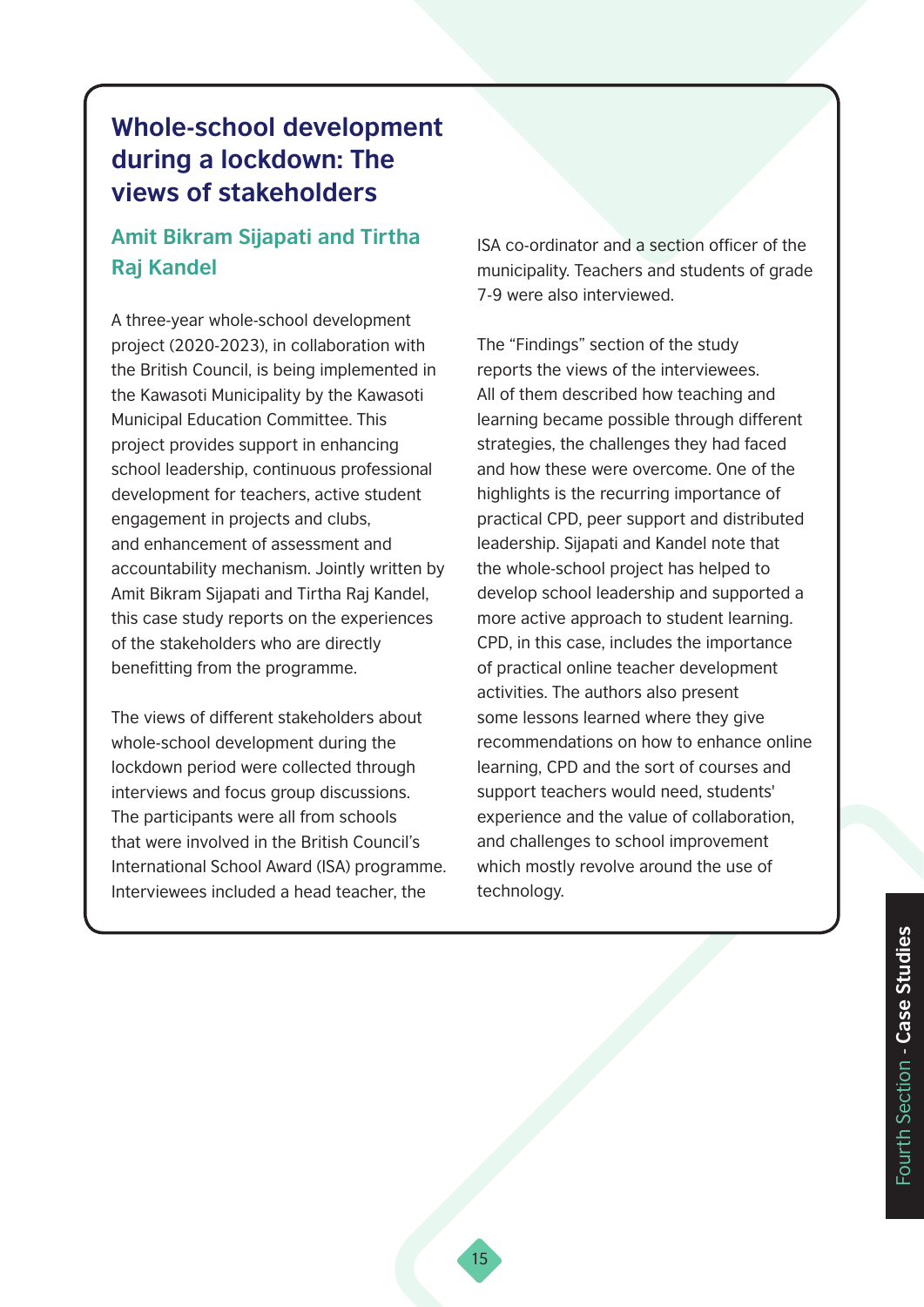## Whole-school development during a lockdown: The views of stakeholders

### Amit Bikram Sijapati and Tirtha Raj Kandel

A three-year whole-school development project (2020-2023), in collaboration with the British Council, is being implemented in the Kawasoti Municipality by the Kawasoti Municipal Education Committee. This project provides support in enhancing school leadership, continuous professional development for teachers, active student engagement in projects and clubs, and enhancement of assessment and accountability mechanism. Jointly written by Amit Bikram Sijapati and Tirtha Raj Kandel, this case study reports on the experiences of the stakeholders who are directly benefitting from the programme.

The views of different stakeholders about whole-school development during the lockdown period were collected through interviews and focus group discussions. The participants were all from schools that were involved in the British Council's International School Award (ISA) programme. Interviewees included a head teacher, the ISA co-ordinator and a section officer of the municipality. Teachers and students of grade 7-9 were also interviewed.

The "Findings" section of the study reports the views of the interviewees. All of them described how teaching and learning became possible through different strategies, the challenges they had faced and how these were overcome. One of the highlights is the recurring importance of practical CPD, peer support and distributed leadership. Sijapati and Kandel note that the whole-school project has helped to develop school leadership and supported a more active approach to student learning. CPD, in this case, includes the importance of practical online teacher development activities. The authors also present some lessons learned where they give recommendations on how to enhance online learning, CPD and the sort of courses and support teachers would need, students' experience and the value of collaboration, and challenges to school improvement which mostly revolve around the use of technology.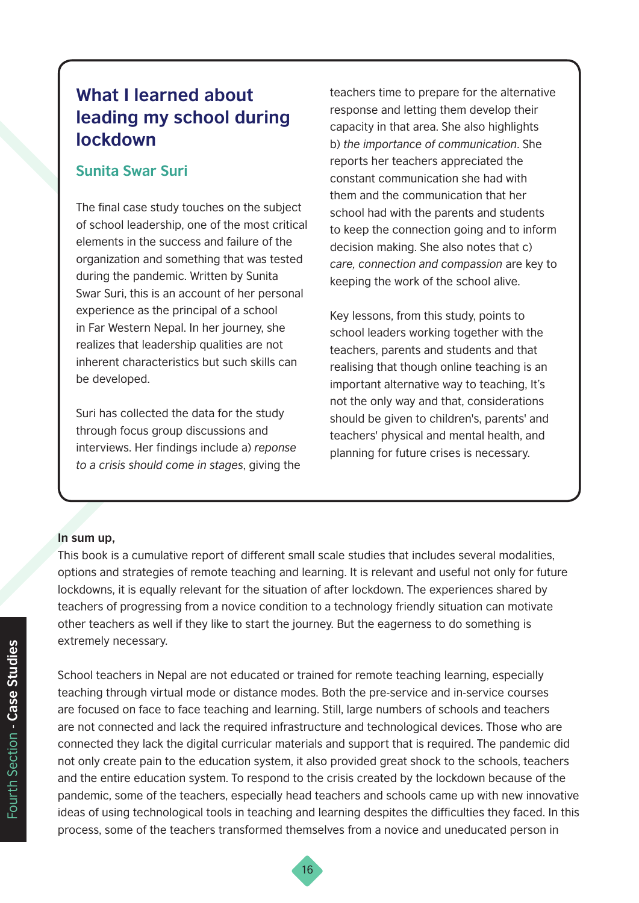## What I learned about leading my school during lockdown

### Sunita Swar Suri

The final case study touches on the subject of school leadership, one of the most critical elements in the success and failure of the organization and something that was tested during the pandemic. Written by Sunita Swar Suri, this is an account of her personal experience as the principal of a school in Far Western Nepal. In her journey, she realizes that leadership qualities are not inherent characteristics but such skills can be developed.

Suri has collected the data for the study through focus group discussions and interviews. Her findings include a) *reponse to a crisis should come in stages*, giving the teachers time to prepare for the alternative response and letting them develop their capacity in that area. She also highlights b) *the importance of communication*. She reports her teachers appreciated the constant communication she had with them and the communication that her school had with the parents and students to keep the connection going and to inform decision making. She also notes that c) *care, connection and compassion* are key to keeping the work of the school alive.

Key lessons, from this study, points to school leaders working together with the teachers, parents and students and that realising that though online teaching is an important alternative way to teaching, It's not the only way and that, considerations should be given to children's, parents' and teachers' physical and mental health, and planning for future crises is necessary.

**In sum up,**

This book is a cumulative report of different small scale studies that includes several modalities, options and strategies of remote teaching and learning. It is relevant and useful not only for future lockdowns, it is equally relevant for the situation of after lockdown. The experiences shared by teachers of progressing from a novice condition to a technology friendly situation can motivate other teachers as well if they like to start the journey. But the eagerness to do something is extremely necessary.

School teachers in Nepal are not educated or trained for remote teaching learning, especially teaching through virtual mode or distance modes. Both the pre-service and in-service courses are focused on face to face teaching and learning. Still, large numbers of schools and teachers are not connected and lack the required infrastructure and technological devices. Those who are connected they lack the digital curricular materials and support that is required. The pandemic did not only create pain to the education system, it also provided great shock to the schools, teachers and the entire education system. To respond to the crisis created by the lockdown because of the pandemic, some of the teachers, especially head teachers and schools came up with new innovative ideas of using technological tools in teaching and learning despites the difficulties they faced. In this process, some of the teachers transformed themselves from a novice and uneducated person in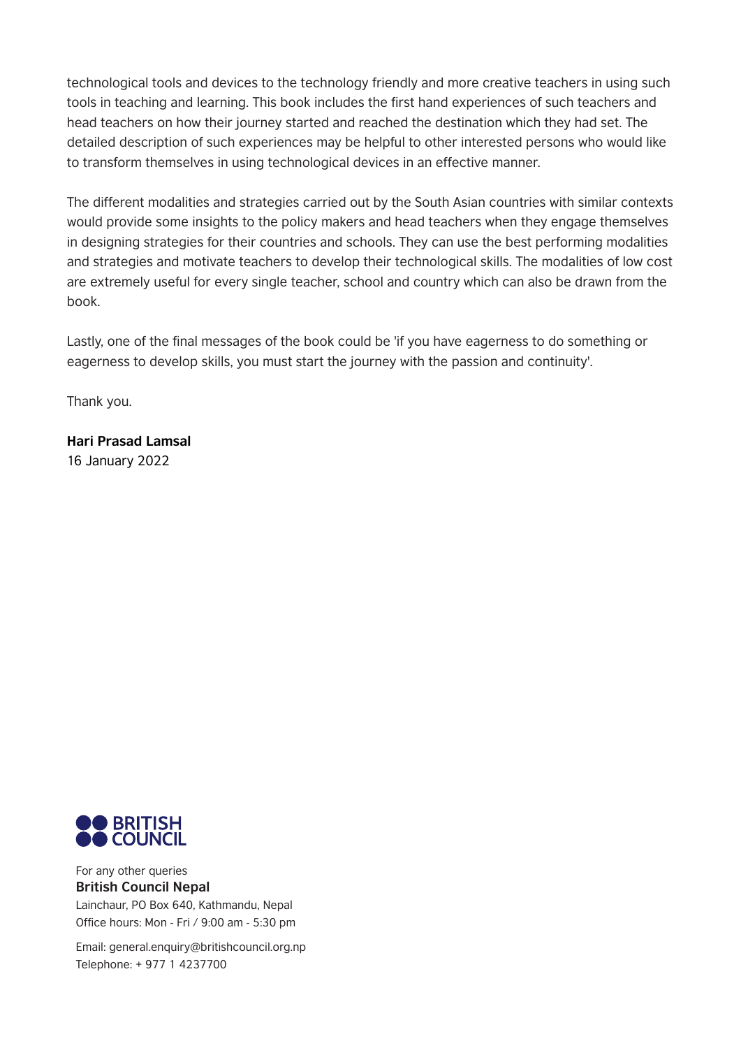technological tools and devices to the technology friendly and more creative teachers in using such tools in teaching and learning. This book includes the first hand experiences of such teachers and head teachers on how their journey started and reached the destination which they had set. The detailed description of such experiences may be helpful to other interested persons who would like to transform themselves in using technological devices in an effective manner.

The different modalities and strategies carried out by the South Asian countries with similar contexts would provide some insights to the policy makers and head teachers when they engage themselves in designing strategies for their countries and schools. They can use the best performing modalities and strategies and motivate teachers to develop their technological skills. The modalities of low cost are extremely useful for every single teacher, school and country which can also be drawn from the book.

Lastly, one of the final messages of the book could be 'if you have eagerness to do something or eagerness to develop skills, you must start the journey with the passion and continuity'.

Thank you.

**Hari Prasad Lamsal**
16 January 2022

BRITISH COUNCIL

For any other queries
**British Council Nepal**
Lainchaur, PO Box 640, Kathmandu, Nepal
Office hours: Mon - Fri / 9:00 am - 5:30 pm

Email: general.enquiry@britishcouncil.org.np
Telephone: + 977 1 4237700